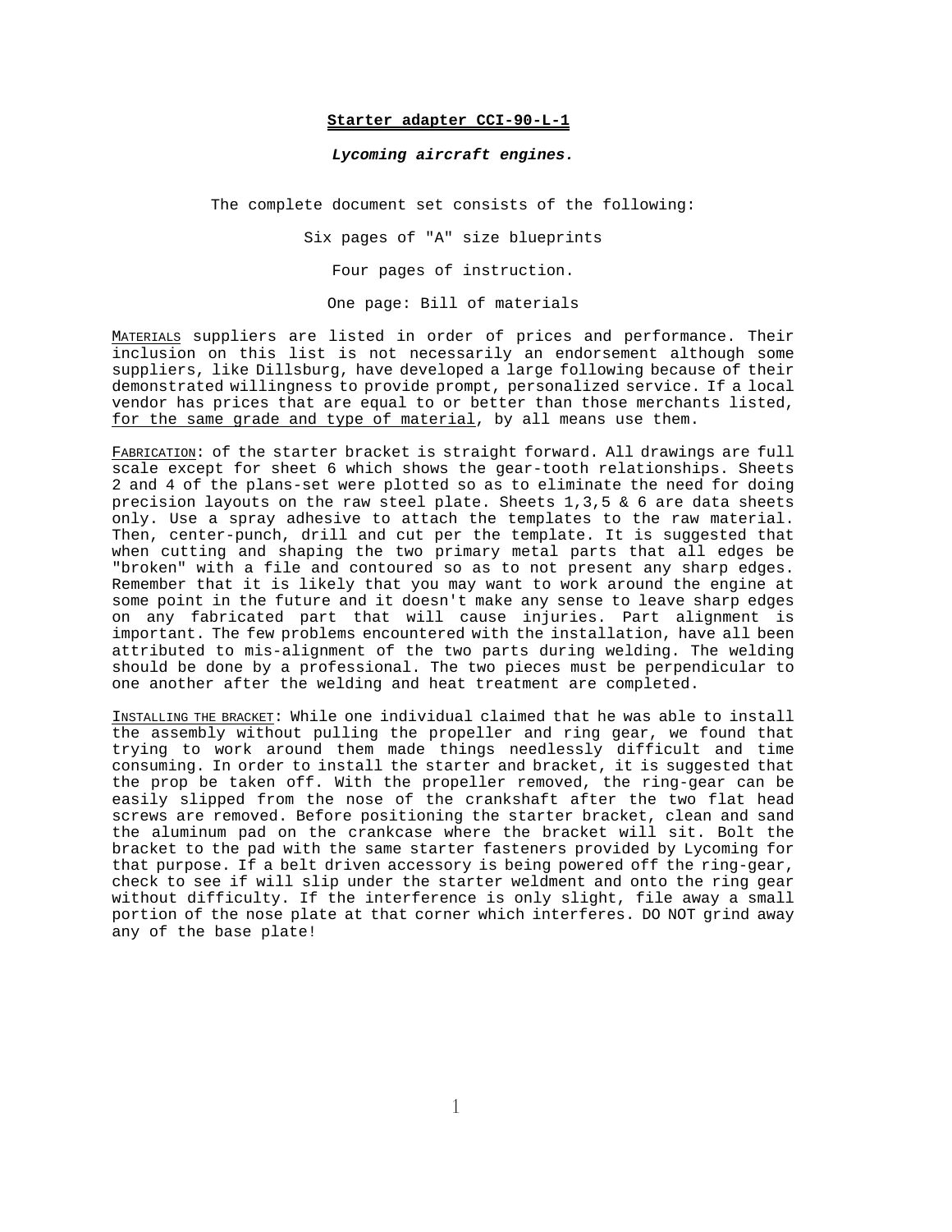# **Starter adapter CCI-90-L-1**

***Lycoming aircraft engines.***

The complete document set consists of the following:

Six pages of "A" size blueprints

Four pages of instruction.

One page: Bill of materials

MATERIALS suppliers are listed in order of prices and performance. Their inclusion on this list is not necessarily an endorsement although some suppliers, like Dillsburg, have developed a large following because of their demonstrated willingness to provide prompt, personalized service. If a local vendor has prices that are equal to or better than those merchants listed, for the same grade and type of material, by all means use them.

FABRICATION: of the starter bracket is straight forward. All drawings are full scale except for sheet 6 which shows the gear-tooth relationships. Sheets 2 and 4 of the plans-set were plotted so as to eliminate the need for doing precision layouts on the raw steel plate. Sheets 1,3,5 & 6 are data sheets only. Use a spray adhesive to attach the templates to the raw material. Then, center-punch, drill and cut per the template. It is suggested that when cutting and shaping the two primary metal parts that all edges be "broken" with a file and contoured so as to not present any sharp edges. Remember that it is likely that you may want to work around the engine at some point in the future and it doesn't make any sense to leave sharp edges on any fabricated part that will cause injuries. Part alignment is important. The few problems encountered with the installation, have all been attributed to mis-alignment of the two parts during welding. The welding should be done by a professional. The two pieces must be perpendicular to one another after the welding and heat treatment are completed.

INSTALLING THE BRACKET: While one individual claimed that he was able to install the assembly without pulling the propeller and ring gear, we found that trying to work around them made things needlessly difficult and time consuming. In order to install the starter and bracket, it is suggested that the prop be taken off. With the propeller removed, the ring-gear can be easily slipped from the nose of the crankshaft after the two flat head screws are removed. Before positioning the starter bracket, clean and sand the aluminum pad on the crankcase where the bracket will sit. Bolt the bracket to the pad with the same starter fasteners provided by Lycoming for that purpose. If a belt driven accessory is being powered off the ring-gear, check to see if will slip under the starter weldment and onto the ring gear without difficulty. If the interference is only slight, file away a small portion of the nose plate at that corner which interferes. DO NOT grind away any of the base plate!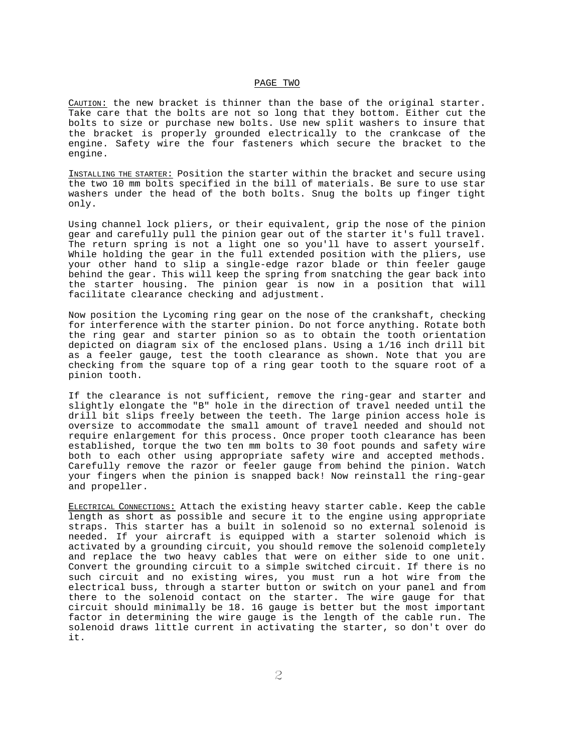## PAGE TWO

CAUTION: the new bracket is thinner than the base of the original starter. Take care that the bolts are not so long that they bottom. Either cut the bolts to size or purchase new bolts. Use new split washers to insure that the bracket is properly grounded electrically to the crankcase of the engine. Safety wire the four fasteners which secure the bracket to the engine.

INSTALLING THE STARTER: Position the starter within the bracket and secure using the two 10 mm bolts specified in the bill of materials. Be sure to use star washers under the head of the both bolts. Snug the bolts up finger tight only.

Using channel lock pliers, or their equivalent, grip the nose of the pinion gear and carefully pull the pinion gear out of the starter it's full travel. The return spring is not a light one so you'll have to assert yourself. While holding the gear in the full extended position with the pliers, use your other hand to slip a single-edge razor blade or thin feeler gauge behind the gear. This will keep the spring from snatching the gear back into the starter housing. The pinion gear is now in a position that will facilitate clearance checking and adjustment.

Now position the Lycoming ring gear on the nose of the crankshaft, checking for interference with the starter pinion. Do not force anything. Rotate both the ring gear and starter pinion so as to obtain the tooth orientation depicted on diagram six of the enclosed plans. Using a 1/16 inch drill bit as a feeler gauge, test the tooth clearance as shown. Note that you are checking from the square top of a ring gear tooth to the square root of a pinion tooth.

If the clearance is not sufficient, remove the ring-gear and starter and slightly elongate the "B" hole in the direction of travel needed until the drill bit slips freely between the teeth. The large pinion access hole is oversize to accommodate the small amount of travel needed and should not require enlargement for this process. Once proper tooth clearance has been established, torque the two ten mm bolts to 30 foot pounds and safety wire both to each other using appropriate safety wire and accepted methods. Carefully remove the razor or feeler gauge from behind the pinion. Watch your fingers when the pinion is snapped back! Now reinstall the ring-gear and propeller.

ELECTRICAL CONNECTIONS: Attach the existing heavy starter cable. Keep the cable length as short as possible and secure it to the engine using appropriate straps. This starter has a built in solenoid so no external solenoid is needed. If your aircraft is equipped with a starter solenoid which is activated by a grounding circuit, you should remove the solenoid completely and replace the two heavy cables that were on either side to one unit. Convert the grounding circuit to a simple switched circuit. If there is no such circuit and no existing wires, you must run a hot wire from the electrical buss, through a starter button or switch on your panel and from there to the solenoid contact on the starter. The wire gauge for that circuit should minimally be 18. 16 gauge is better but the most important factor in determining the wire gauge is the length of the cable run. The solenoid draws little current in activating the starter, so don't over do it.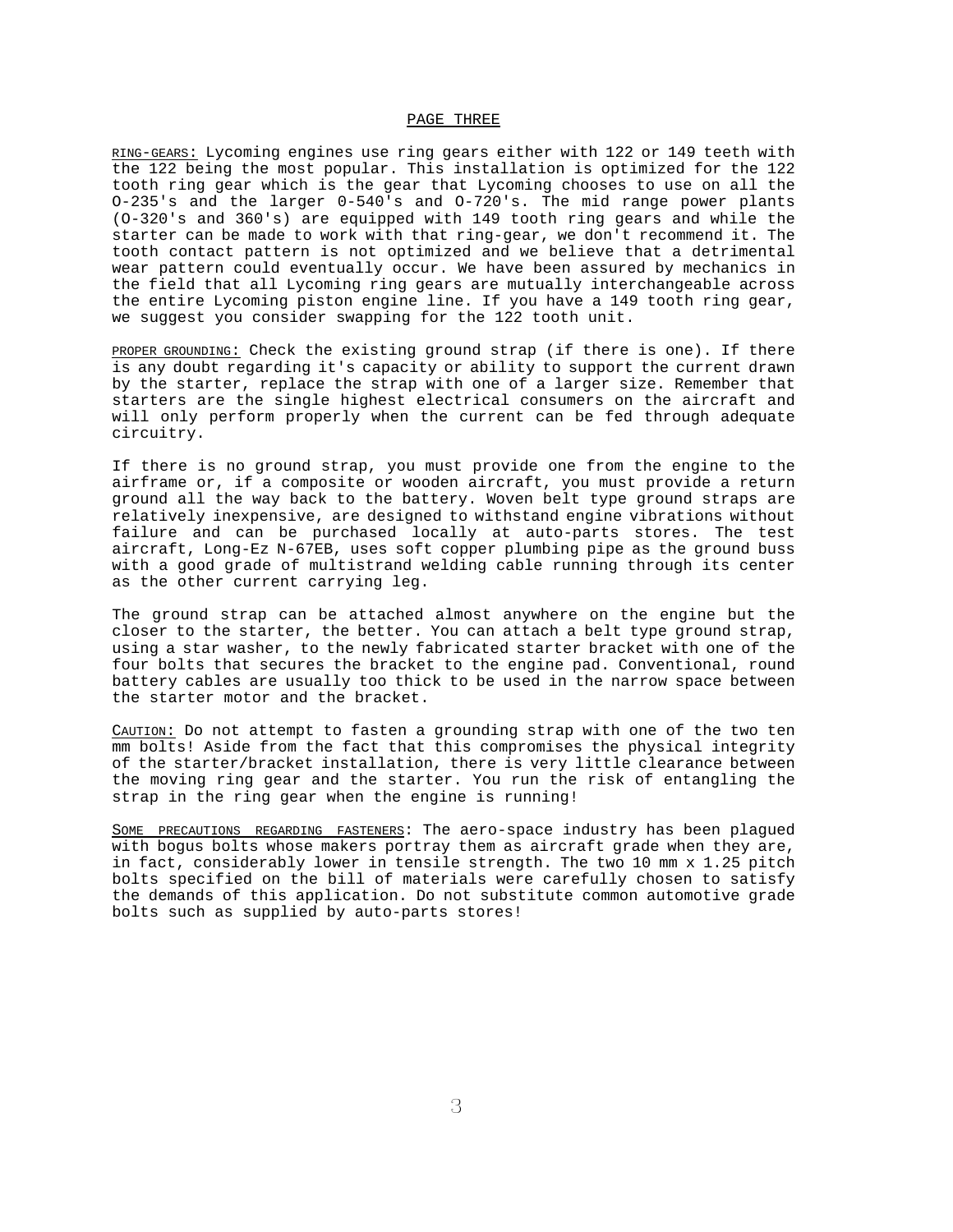## PAGE THREE

<u>RING-GEARS:</u> Lycoming engines use ring gears either with 122 or 149 teeth with the 122 being the most popular. This installation is optimized for the 122 tooth ring gear which is the gear that Lycoming chooses to use on all the O-235's and the larger 0-540's and O-720's. The mid range power plants (O-320's and 360's) are equipped with 149 tooth ring gears and while the starter can be made to work with that ring-gear, we don't recommend it. The tooth contact pattern is not optimized and we believe that a detrimental wear pattern could eventually occur. We have been assured by mechanics in the field that all Lycoming ring gears are mutually interchangeable across the entire Lycoming piston engine line. If you have a 149 tooth ring gear, we suggest you consider swapping for the 122 tooth unit.

<u>PROPER GROUNDING:</u> Check the existing ground strap (if there is one). If there is any doubt regarding it's capacity or ability to support the current drawn by the starter, replace the strap with one of a larger size. Remember that starters are the single highest electrical consumers on the aircraft and will only perform properly when the current can be fed through adequate circuitry.

If there is no ground strap, you must provide one from the engine to the airframe or, if a composite or wooden aircraft, you must provide a return ground all the way back to the battery. Woven belt type ground straps are relatively inexpensive, are designed to withstand engine vibrations without failure and can be purchased locally at auto-parts stores. The test aircraft, Long-Ez N-67EB, uses soft copper plumbing pipe as the ground buss with a good grade of multistrand welding cable running through its center as the other current carrying leg.

The ground strap can be attached almost anywhere on the engine but the closer to the starter, the better. You can attach a belt type ground strap, using a star washer, to the newly fabricated starter bracket with one of the four bolts that secures the bracket to the engine pad. Conventional, round battery cables are usually too thick to be used in the narrow space between the starter motor and the bracket.

<u>CAUTION:</u> Do not attempt to fasten a grounding strap with one of the two ten mm bolts! Aside from the fact that this compromises the physical integrity of the starter/bracket installation, there is very little clearance between the moving ring gear and the starter. You run the risk of entangling the strap in the ring gear when the engine is running!

<u>SOME PRECAUTIONS REGARDING FASTENERS</u>: The aero-space industry has been plagued with bogus bolts whose makers portray them as aircraft grade when they are, in fact, considerably lower in tensile strength. The two 10 mm x 1.25 pitch bolts specified on the bill of materials were carefully chosen to satisfy the demands of this application. Do not substitute common automotive grade bolts such as supplied by auto-parts stores!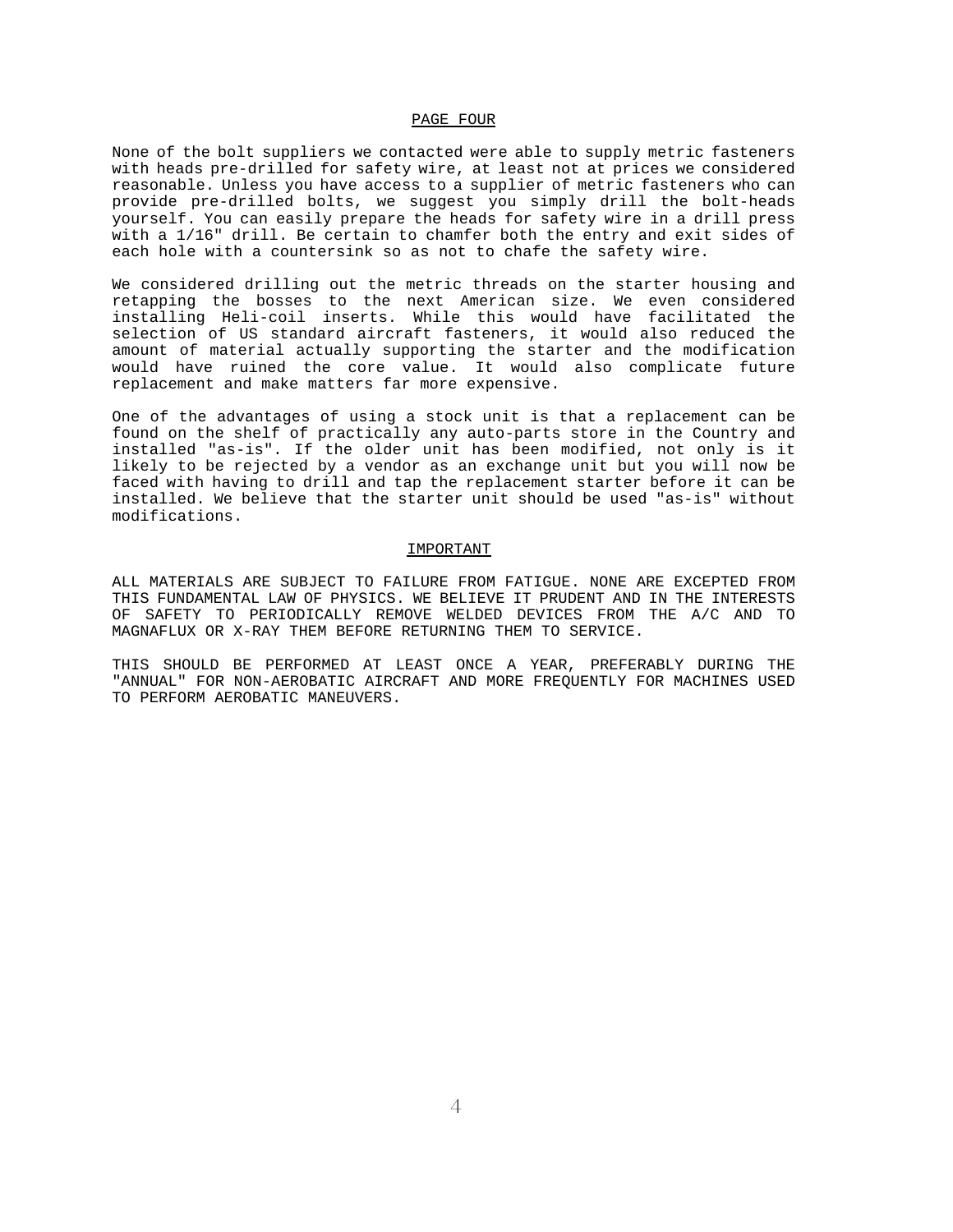## PAGE FOUR

None of the bolt suppliers we contacted were able to supply metric fasteners with heads pre-drilled for safety wire, at least not at prices we considered reasonable. Unless you have access to a supplier of metric fasteners who can provide pre-drilled bolts, we suggest you simply drill the bolt-heads yourself. You can easily prepare the heads for safety wire in a drill press with a 1/16" drill. Be certain to chamfer both the entry and exit sides of each hole with a countersink so as not to chafe the safety wire.

We considered drilling out the metric threads on the starter housing and retapping the bosses to the next American size. We even considered installing Heli-coil inserts. While this would have facilitated the selection of US standard aircraft fasteners, it would also reduced the amount of material actually supporting the starter and the modification would have ruined the core value. It would also complicate future replacement and make matters far more expensive.

One of the advantages of using a stock unit is that a replacement can be found on the shelf of practically any auto-parts store in the Country and installed "as-is". If the older unit has been modified, not only is it likely to be rejected by a vendor as an exchange unit but you will now be faced with having to drill and tap the replacement starter before it can be installed. We believe that the starter unit should be used "as-is" without modifications.

## IMPORTANT

ALL MATERIALS ARE SUBJECT TO FAILURE FROM FATIGUE. NONE ARE EXCEPTED FROM THIS FUNDAMENTAL LAW OF PHYSICS. WE BELIEVE IT PRUDENT AND IN THE INTERESTS OF SAFETY TO PERIODICALLY REMOVE WELDED DEVICES FROM THE A/C AND TO MAGNAFLUX OR X-RAY THEM BEFORE RETURNING THEM TO SERVICE.

THIS SHOULD BE PERFORMED AT LEAST ONCE A YEAR, PREFERABLY DURING THE "ANNUAL" FOR NON-AEROBATIC AIRCRAFT AND MORE FREQUENTLY FOR MACHINES USED TO PERFORM AEROBATIC MANEUVERS.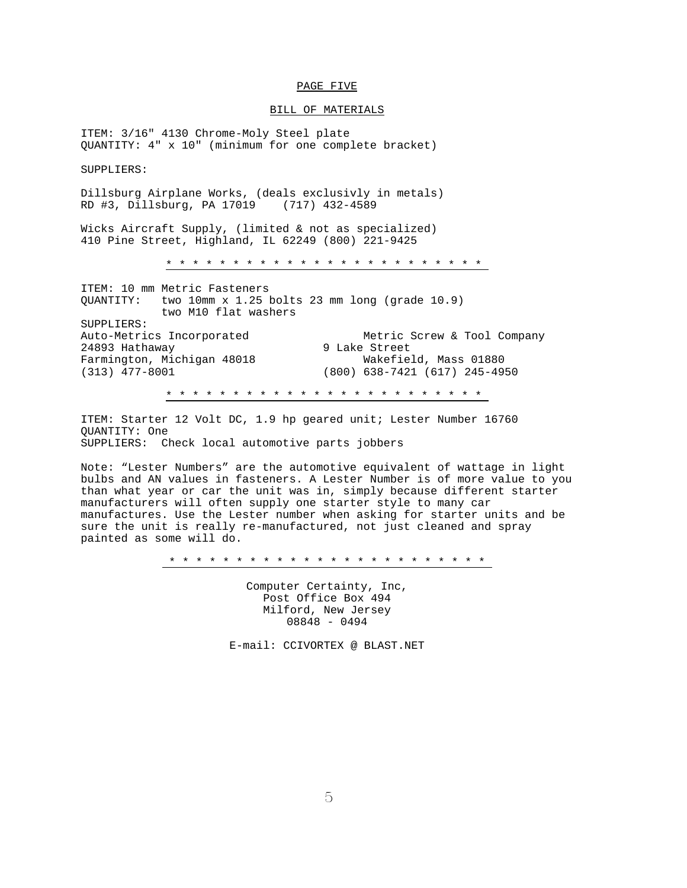PAGE FIVE

## BILL OF MATERIALS

ITEM: 3/16" 4130 Chrome-Moly Steel plate
QUANTITY: 4" x 10" (minimum for one complete bracket)

SUPPLIERS:

Dillsburg Airplane Works, (deals exclusivly in metals)
RD #3, Dillsburg, PA 17019 (717) 432-4589

Wicks Aircraft Supply, (limited & not as specialized)
410 Pine Street, Highland, IL 62249 (800) 221-9425

* * * * * * * * * * * * * * * * * * * * * * * * * * * *

---

ITEM: 10 mm Metric Fasteners
QUANTITY: two 10mm x 1.25 bolts 23 mm long (grade 10.9)
two M10 flat washers
SUPPLIERS:

Auto-Metrics Incorporated
24893 Hathaway
Farmington, Michigan 48018
(313) 477-8001

Metric Screw & Tool Company
9 Lake Street
Wakefield, Mass 01880
(800) 638-7421 (617) 245-4950

* * * * * * * * * * * * * * * * * * * * * * * * * * * *

---

ITEM: Starter 12 Volt DC, 1.9 hp geared unit; Lester Number 16760
QUANTITY: One
SUPPLIERS: Check local automotive parts jobbers

Note: "Lester Numbers" are the automotive equivalent of wattage in light bulbs and AN values in fasteners. A Lester Number is of more value to you than what year or car the unit was in, simply because different starter manufacturers will often supply one starter style to many car manufactures. Use the Lester number when asking for starter units and be sure the unit is really re-manufactured, not just cleaned and spray painted as some will do.

* * * * * * * * * * * * * * * * * * * * * * * * * * * *

---

Computer Certainty, Inc,
Post Office Box 494
Milford, New Jersey
08848 - 0494

E-mail: CCIVORTEX @ BLAST.NET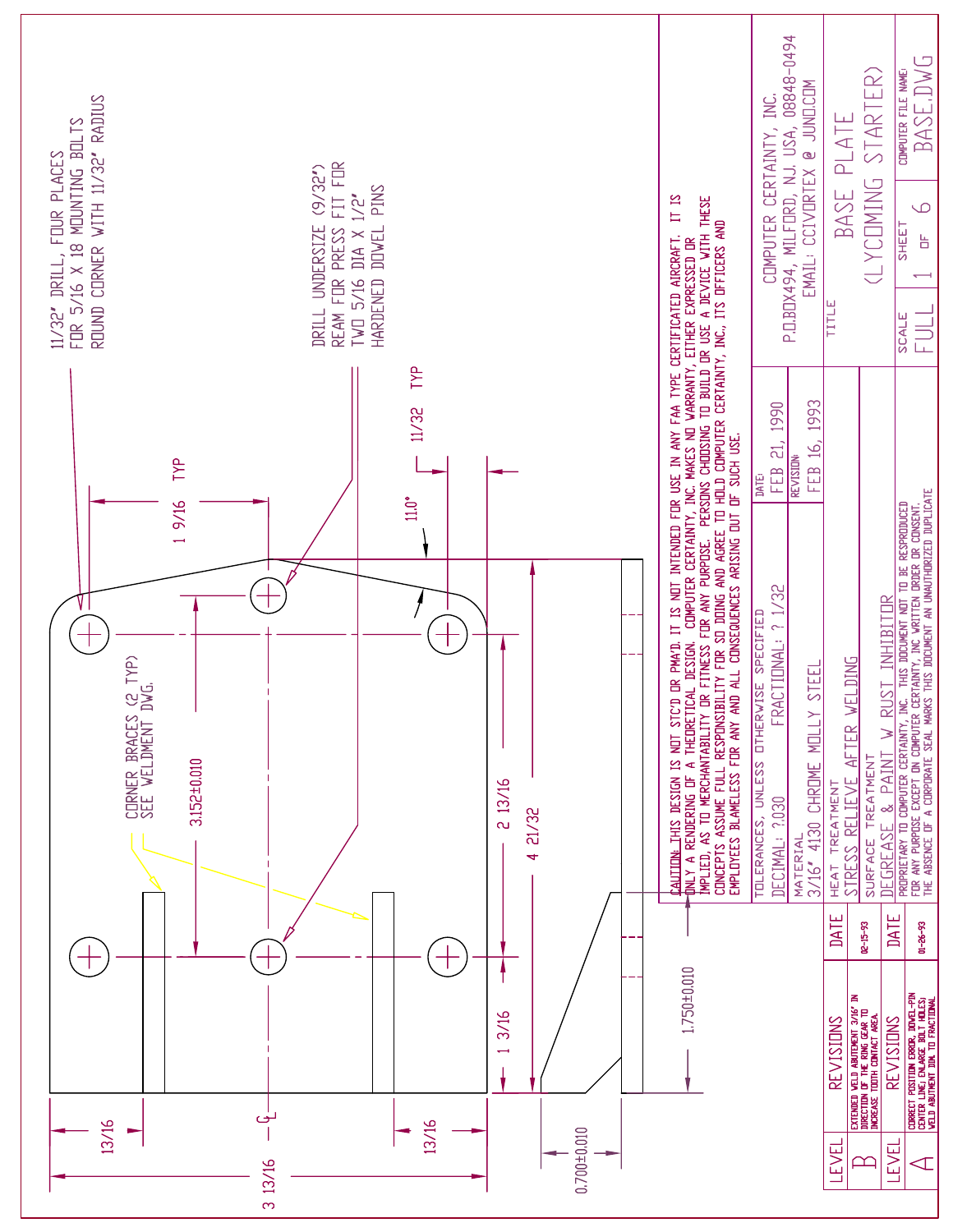11/32" DRILL, FOUR PLACES
FOR 5/16 X 18 MOUNTING BOLTS
ROUND CORNER WITH 11/32" RADIUS

DRILL UNDERSIZE (9/32")
REAM FOR PRESS FIT FOR
TWO 5/16 DIA X 1/2"
HARDENED DOWEL PINS

CORNER BRACES (2 TYP)
SEE WELDMENT DWG.

1 9/16 TYP

11/32 TYP

11.0°

3.152±0.010

2 13/16

4 21/32

1 3/16

1.750±0.010

13/16

13/16

3 13/16

℄

0.700±0.010

**CAUTION:** THIS DESIGN IS NOT STC'D OR PMA'D. IT IS NOT INTENDED FOR USE IN ANY FAA TYPE CERTIFICATED AIRCRAFT. IT IS ONLY A RENDERING OF A THEORETICAL DESIGN. COMPUTER CERTAINTY, INC. MAKES NO WARRANTY, EITHER EXPRESSED OR IMPLIED, AS TO MERCHANTABILITY OR FITNESS FOR ANY PURPOSE. PERSONS CHOOSING TO BUILD OR USE A DEVICE WITH THESE CONCEPTS ASSUME FULL RESPONSIBILITY FOR SO DOING AND AGREE TO HOLD COMPUTER CERTAINTY, INC., ITS OFFICERS AND EMPLOYEES BLAMELESS FOR ANY AND ALL CONSEQUENCES ARISING OUT OF SUCH USE.

| | |
|---|---|
| TOLERANCES, UNLESS OTHERWISE SPECIFIED<br>DECIMAL: ?.030 FRACTIONAL: ? 1/32 | DATE: FEB 21, 1990 |
| MATERIAL<br>3/16" 4130 CHROME MOLLY STEEL | REVISION: FEB 16, 1993 |
| HEAT TREATMENT<br>STRESS RELIEVE AFTER WELDING | |
| SURFACE TREATMENT<br>DEGREASE & PAINT W RUST INHIBITOR | |

PROPRIETARY TO COMPUTER CERTAINTY, INC. THIS DOCUMENT NOT TO BE RESPRODUCED FOR ANY PURPOSE EXCEPT ON COMPUTER CERTAINTY, INC WRITTEN ORDER OR CONSENT. THE ABSENCE OF A CORPORATE SEAL MARKS THIS DOCUMENT AN UNAUTHORIZED DUPLICATE

COMPUTER CERTAINTY, INC.
P.O.BOX494, MILFORD, N.J. USA, 08848-0494
EMAIL: CCIVORTEX @ JUNO.COM

TITLE
BASE PLATE
(LYCOMING STARTER)

| SCALE | SHEET | COMPUTER FILE NAME: |
|---|---|---|
| FULL | 1 OF 6 | BASE.DWG |

| LEVEL | REVISIONS | DATE |
|---|---|---|
| B | EXTENDED WELD ABUTEMENT 3/16" IN DIRECTION OF THE RING GEAR TO INCREASE TOOTH CONTACT AREA. | 02-15-93 |

| LEVEL | REVISIONS | DATE |
|---|---|---|
| A | CORRECT POSITION ERROR, DOWEL-PIN CENTER LINE; ENLARGE BOLT HOLES; WELD ABUTMENT DIM. TO FRACTIONAL | 01-26-93 |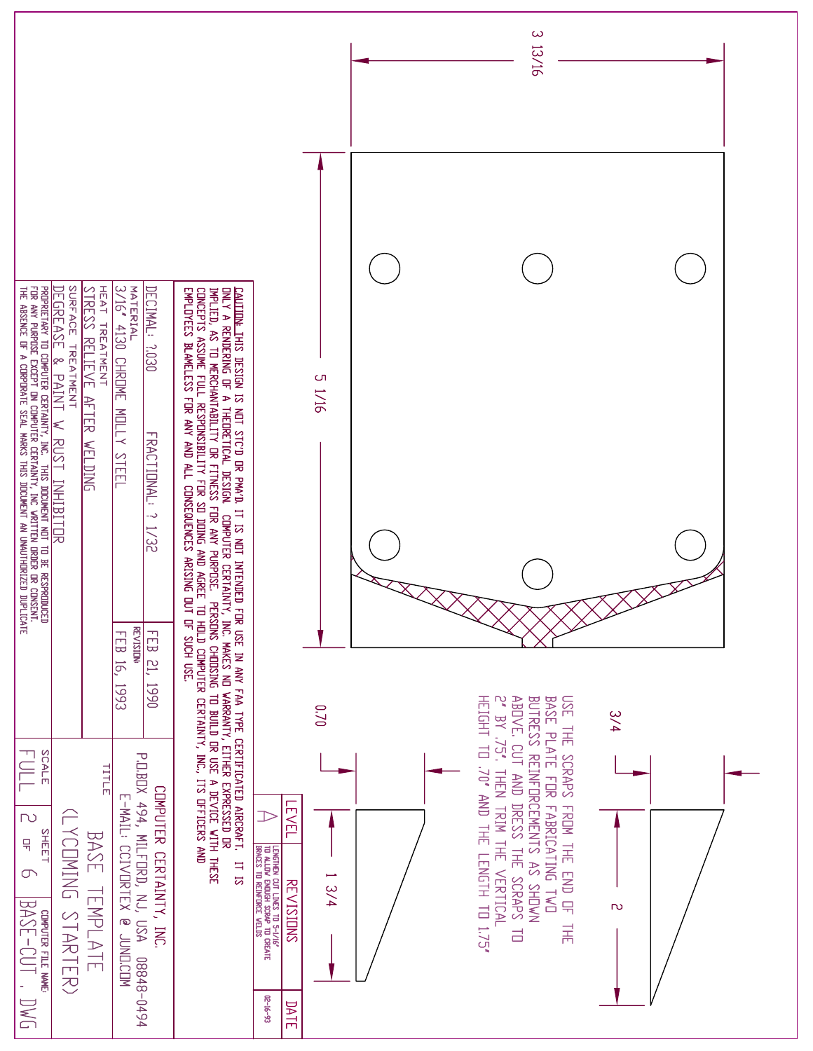3 13/16

5 1/16

3/4

2

0.70

1 3/4

USE THE SCRAPS FROM THE END OF THE BASE PLATE FOR FABRICATING TWO BUTRESS REINFORCEMENTS AS SHOWN ABOVE. CUT AND DRESS THE SCRAPS TO 2" BY .75". THEN TRIM THE VERTICAL HEIGHT TO .70" AND THE LENGTH TO 1.75"

| LEVEL | REVISIONS | DATE |
|---|---|---|
| A | LENGTHEN CUT LINES TO 5-1/16" TO ALLOW ENOUGH SCRAP TO CREATE BRACES TO REINFORCE WELDS | 02-16-93 |

**CAUTION:** THIS DESIGN IS NOT STC'D OR PMA'D. IT IS NOT INTENDED FOR USE IN ANY FAA TYPE CERTIFICATED AIRCRAFT. IT IS ONLY A RENDERING OF A THEORETICAL DESIGN. COMPUTER CERTAINTY, INC. MAKES NO WARRANTY, EITHER EXPRESSED OR IMPLIED, AS TO MERCHANTABILITY OR FITNESS FOR ANY PURPOSE. PERSONS CHOOSING TO BUILD OR USE A DEVICE WITH THESE CONCEPTS ASSUME FULL RESPONSIBILITY FOR SO DOING AND AGREE TO HOLD COMPUTER CERTAINTY, INC, ITS OFFICERS AND EMPLOYEES BLAMELESS FOR ANY AND ALL CONSEQUENCES ARISING OUT OF SUCH USE.

DECIMAL: ?.030 FRACTIONAL: ? 1/32

FEB 21, 1990

MATERIAL
3/16" 4130 CHROME MOLLY STEEL

REVISION:
FEB 16, 1993

HEAT TREATMENT
STRESS RELIEVE AFTER WELDING

SURFACE TREATMENT
DEGREASE & PAINT W RUST INHIBITOR

PROPRIETARY TO COMPUTER CERTAINTY, INC. THIS DOCUMENT NOT TO BE REPRODUCED FOR ANY PURPOSE EXCEPT ON COMPUTER CERTAINTY, INC WRITTEN ORDER OR CONSENT. THE ABSENCE OF A CORPORATE SEAL MARKS THIS DOCUMENT AN UNAUTHORIZED DUPLICATE

COMPUTER CERTAINTY, INC.
P.O.BOX 494, MILFORD, NJ, USA 08848-0494
E-MAIL: CCIVORTEX @ JUNO.COM

TITLE
BASE TEMPLATE
(LYCOMING STARTER)

SCALE: FULL

SHEET: 2 OF 6

COMPUTER FILE NAME: BASE-CUT.DWG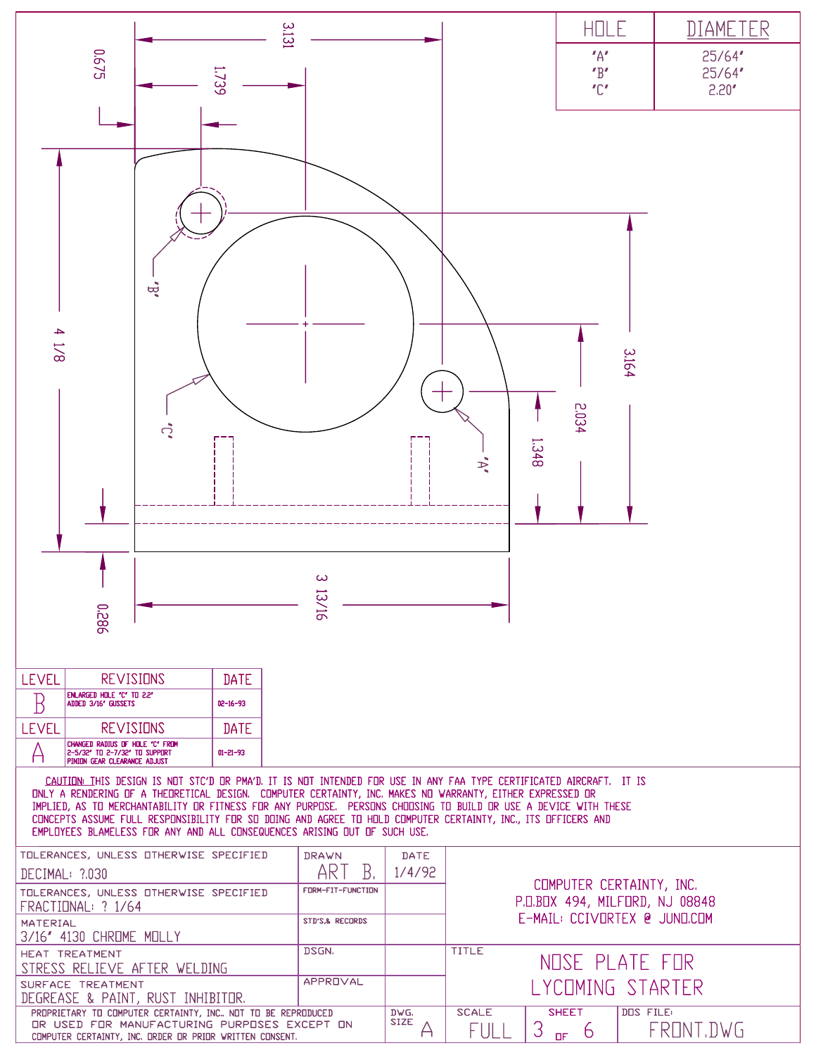| HOLE | DIAMETER |
|---|---|
| "A" | 25/64" |
| "B" | 25/64" |
| "C" | 2.20" |

3.131

1.739

0.675

"B"

4 1/8

"C"

3.164

2.034

1.348

"A"

0.286

3 13/16

| LEVEL | REVISIONS | DATE |
|---|---|---|
| B | ENLARGED HOLE "C" TO 2.2" ADDED 3/16" GUSSETS | 02-16-93 |
| A | CHANGED RADIUS OF HOLE "C" FROM 2-5/32" TO 2-7/32" TO SUPPORT PINION GEAR CLEARANCE ADJUST | 01-21-93 |

CAUTION: THIS DESIGN IS NOT STC'D OR PMA'D. IT IS NOT INTENDED FOR USE IN ANY FAA TYPE CERTIFICATED AIRCRAFT. IT IS ONLY A RENDERING OF A THEORETICAL DESIGN. COMPUTER CERTAINTY, INC. MAKES NO WARRANTY, EITHER EXPRESSED OR IMPLIED, AS TO MERCHANTABILITY OR FITNESS FOR ANY PURPOSE. PERSONS CHOOSING TO BUILD OR USE A DEVICE WITH THESE CONCEPTS ASSUME FULL RESPONSIBILITY FOR SO DOING AND AGREE TO HOLD COMPUTER CERTAINTY, INC., ITS OFFICERS AND EMPLOYEES BLAMELESS FOR ANY AND ALL CONSEQUENCES ARISING OUT OF SUCH USE.

| | | | |
|---|---|---|---|
| TOLERANCES, UNLESS OTHERWISE SPECIFIED DECIMAL: ?.030 | DRAWN ART B. | DATE 1/4/92 | COMPUTER CERTAINTY, INC. P.O.BOX 494, MILFORD, NJ 08848 E-MAIL: CCIVORTEX @ JUNO.COM |
| TOLERANCES, UNLESS OTHERWISE SPECIFIED FRACTIONAL: ? 1/64 | FORM-FIT-FUNCTION | | |
| MATERIAL 3/16" 4130 CHROME MOLLY | STD'S,& RECORDS | | |
| HEAT TREATMENT STRESS RELIEVE AFTER WELDING | DSGN. | | TITLE NOSE PLATE FOR LYCOMING STARTER |
| SURFACE TREATMENT DEGREASE & PAINT, RUST INHIBITOR. | APPROVAL | | |
| PROPRIETARY TO COMPUTER CERTAINTY, INC. NOT TO BE REPRODUCED OR USED FOR MANUFACTURING PURPOSES EXCEPT ON COMPUTER CERTAINTY, INC. ORDER OR PRIOR WRITTEN CONSENT. | DWG. SIZE A | SCALE FULL | SHEET 3 OF 6 — DOS FILE: FRONT.DWG |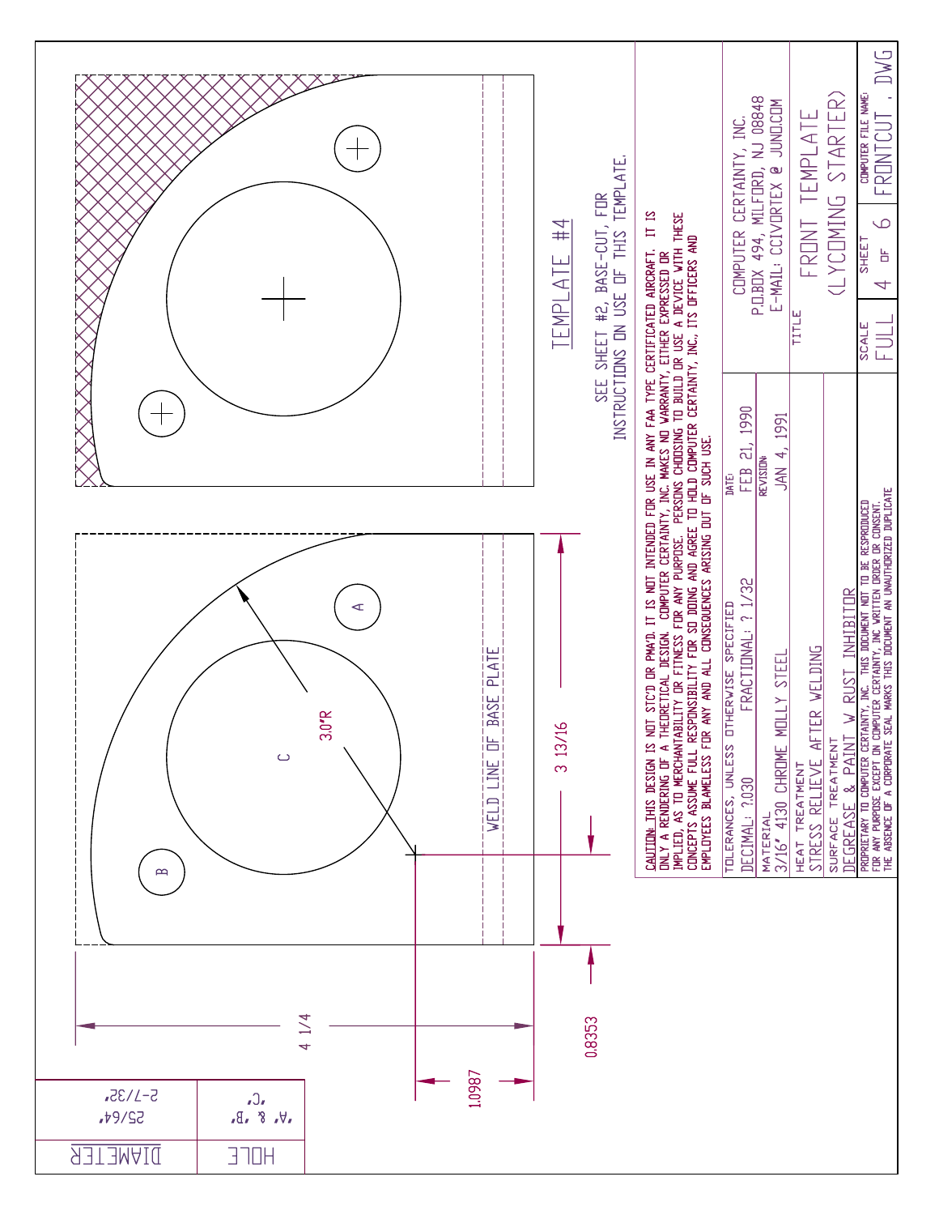| HOLE | DIAMETER |
| --- | --- |
| "A" & "B" | 25/64" |
| "C" | 2-7/32" |

A

B

C

3.0"R

WELD LINE OF BASE PLATE

3 13/16

4 1/4

0.8353

1.0987

## TEMPLATE #4

SEE SHEET #2, BASE-CUT, FOR INSTRUCTIONS ON USE OF THIS TEMPLATE.

CAUTION: THIS DESIGN IS NOT STC'D OR PMA'D. IT IS NOT INTENDED FOR USE IN ANY FAA TYPE CERTIFICATED AIRCRAFT. IT IS ONLY A RENDERING OF A THEORETICAL DESIGN. COMPUTER CERTAINTY, INC. MAKES NO WARRANTY, EITHER EXPRESSED OR IMPLIED, AS TO MERCHANTABILITY OR FITNESS FOR ANY PURPOSE. PERSONS CHOOSING TO BUILD OR USE A DEVICE WITH THESE CONCEPTS ASSUME FULL RESPONSIBILITY FOR SO DOING AND AGREE TO HOLD COMPUTER CERTAINTY, INC., ITS OFFICERS AND EMPLOYEES BLAMELESS FOR ANY AND ALL CONSEQUENCES ARISING OUT OF SUCH USE.

| | |
| --- | --- |
| TOLERANCES, UNLESS OTHERWISE SPECIFIED: DECIMAL: ?.030 FRACTIONAL: ? 1/32 | DATE: FEB 21, 1990 |
| MATERIAL: 3/16" 4130 CHROME MOLLY STEEL | REVISION: JAN 4, 1991 |
| HEAT TREATMENT: STRESS RELIEVE AFTER WELDING | |
| SURFACE TREATMENT: DEGREASE & PAINT W RUST INHIBITOR | |

COMPUTER CERTAINTY, INC.
P.O.BOX 494, MILFORD, NJ 08848
E-MAIL: CCIVORTEX @ JUNO.COM

TITLE: FRONT TEMPLATE (LYCOMING STARTER)

| SCALE | SHEET | COMPUTER FILE NAME: |
| --- | --- | --- |
| FULL | 4 OF 6 | FRONTCUT . DWG |

PROPRIETARY TO COMPUTER CERTAINTY, INC. THIS DOCUMENT NOT TO BE REPRODUCED FOR ANY PURPOSE EXCEPT ON COMPUTER CERTAINTY, INC WRITTEN ORDER OR CONSENT. THE ABSENCE OF A CORPORATE SEAL MARKS THIS DOCUMENT AN UNAUTHORIZED DUPLICATE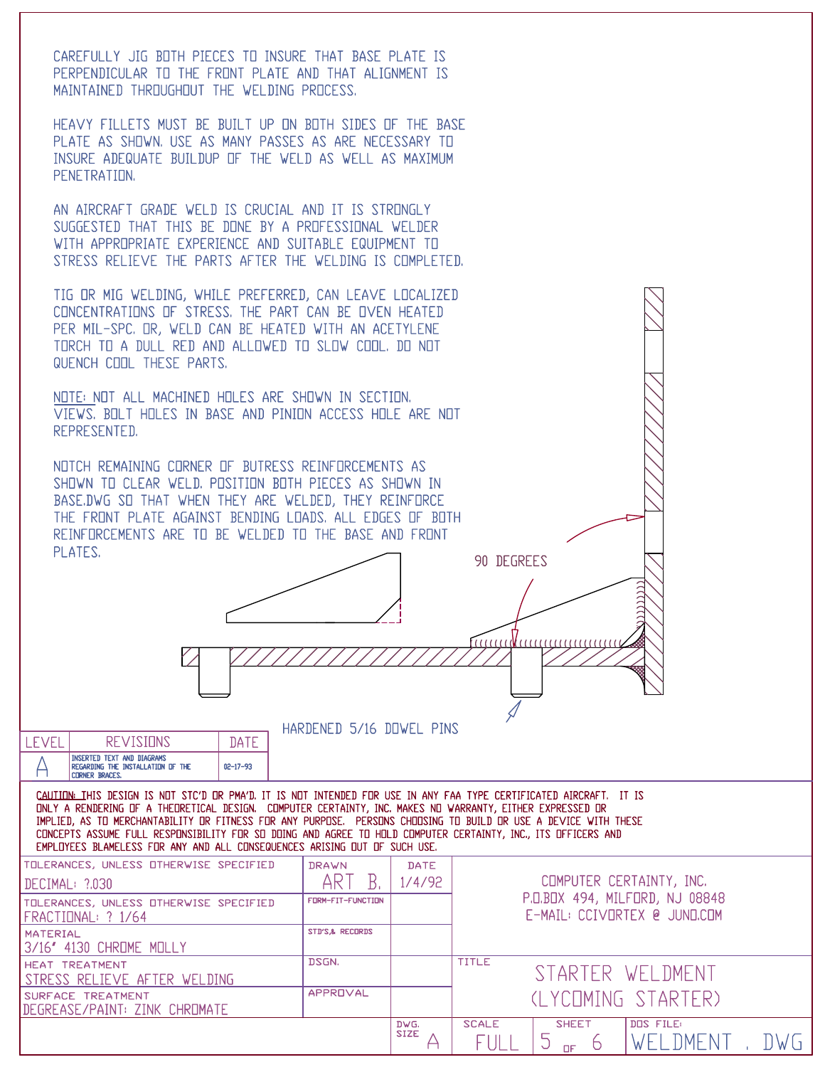CAREFULLY JIG BOTH PIECES TO INSURE THAT BASE PLATE IS PERPENDICULAR TO THE FRONT PLATE AND THAT ALIGNMENT IS MAINTAINED THROUGHOUT THE WELDING PROCESS.

HEAVY FILLETS MUST BE BUILT UP ON BOTH SIDES OF THE BASE PLATE AS SHOWN. USE AS MANY PASSES AS ARE NECESSARY TO INSURE ADEQUATE BUILDUP OF THE WELD AS WELL AS MAXIMUM PENETRATION.

AN AIRCRAFT GRADE WELD IS CRUCIAL AND IT IS STRONGLY SUGGESTED THAT THIS BE DONE BY A PROFESSIONAL WELDER WITH APPROPRIATE EXPERIENCE AND SUITABLE EQUIPMENT TO STRESS RELIEVE THE PARTS AFTER THE WELDING IS COMPLETED.

TIG OR MIG WELDING, WHILE PREFERRED, CAN LEAVE LOCALIZED CONCENTRATIONS OF STRESS. THE PART CAN BE OVEN HEATED PER MIL-SPC. OR, WELD CAN BE HEATED WITH AN ACETYLENE TORCH TO A DULL RED AND ALLOWED TO SLOW COOL. DO NOT QUENCH COOL THESE PARTS.

NOTE: NOT ALL MACHINED HOLES ARE SHOWN IN SECTION. VIEWS. BOLT HOLES IN BASE AND PINION ACCESS HOLE ARE NOT REPRESENTED.

NOTCH REMAINING CORNER OF BUTRESS REINFORCEMENTS AS SHOWN TO CLEAR WELD. POSITION BOTH PIECES AS SHOWN IN BASE.DWG SO THAT WHEN THEY ARE WELDED, THEY REINFORCE THE FRONT PLATE AGAINST BENDING LOADS. ALL EDGES OF BOTH REINFORCEMENTS ARE TO BE WELDED TO THE BASE AND FRONT PLATES.

90 DEGREES

HARDENED 5/16 DOWEL PINS

| LEVEL | REVISIONS | DATE |
|---|---|---|
| A | INSERTED TEXT AND DIAGRAMS REGARDING THE INSTALLATION OF THE CORNER BRACES. | 02-17-93 |

CAUTION: THIS DESIGN IS NOT STC'D OR PMA'D. IT IS NOT INTENDED FOR USE IN ANY FAA TYPE CERTIFICATED AIRCRAFT. IT IS ONLY A RENDERING OF A THEORETICAL DESIGN. COMPUTER CERTAINTY, INC. MAKES NO WARRANTY, EITHER EXPRESSED OR IMPLIED, AS TO MERCHANTABILITY OR FITNESS FOR ANY PURPOSE. PERSONS CHOOSING TO BUILD OR USE A DEVICE WITH THESE CONCEPTS ASSUME FULL RESPONSIBILITY FOR SO DOING AND AGREE TO HOLD COMPUTER CERTAINTY, INC., ITS OFFICERS AND EMPLOYEES BLAMELESS FOR ANY AND ALL CONSEQUENCES ARISING OUT OF SUCH USE.

| | | | |
|---|---|---|---|
| TOLERANCES, UNLESS OTHERWISE SPECIFIED DECIMAL: ?.030 | DRAWN ART B. | DATE 1/4/92 | COMPUTER CERTAINTY, INC. P.O.BOX 494, MILFORD, NJ 08848 E-MAIL: CCIVORTEX @ JUNO.COM |
| TOLERANCES, UNLESS OTHERWISE SPECIFIED FRACTIONAL: ? 1/64 | FORM-FIT-FUNCTION | | |
| MATERIAL 3/16" 4130 CHROME MOLLY | STD'S,& RECORDS | | |
| HEAT TREATMENT STRESS RELIEVE AFTER WELDING | DSGN. | | TITLE STARTER WELDMENT (LYCOMING STARTER) |
| SURFACE TREATMENT DEGREASE/PAINT: ZINK CHROMATE | APPROVAL | | |

| DWG. SIZE | SCALE | SHEET | DOS FILE: |
|---|---|---|---|
| A | FULL | 5 OF 6 | WELDMENT . DWG |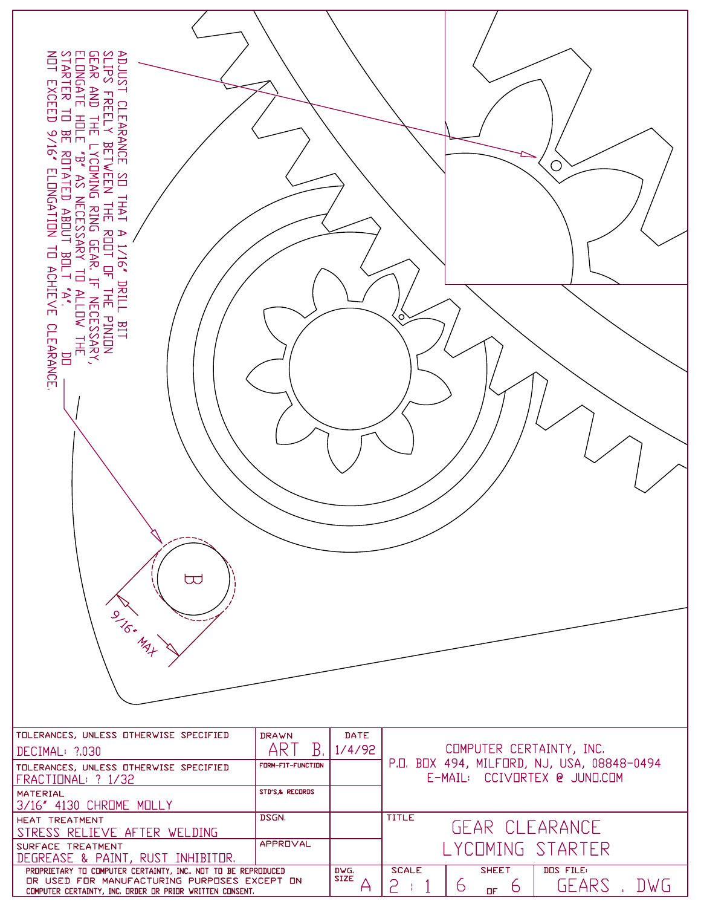ADJUST CLEARANCE SO THAT A 1/16" DRILL BIT SLIPS FREELY BETWEEN THE ROOT OF THE PINION GEAR AND THE LYCOMING RING GEAR. IF NECESSARY, ELONGATE HOLE "B" AS NECESSARY TO ALLOW THE STARTER TO BE ROTATED ABOUT BOLT "A". DO NOT EXCEED 9/16" ELONGATION TO ACHIEVE CLEARANCE.

B

9/16" MAX

| | | | |
|---|---|---|---|
| TOLERANCES, UNLESS OTHERWISE SPECIFIED<br>DECIMAL: ?.030 | DRAWN<br>ART B. | DATE<br>1/4/92 | COMPUTER CERTAINTY, INC.<br>P.O. BOX 494, MILFORD, NJ, USA, 08848-0494<br>E-MAIL: CCIVORTEX @ JUNO.COM |
| TOLERANCES, UNLESS OTHERWISE SPECIFIED<br>FRACTIONAL: ? 1/32 | FORM-FIT-FUNCTION | | |
| MATERIAL<br>3/16" 4130 CHROME MOLLY | STD'S,& RECORDS | | |
| HEAT TREATMENT<br>STRESS RELIEVE AFTER WELDING | DSGN. | | TITLE<br>GEAR CLEARANCE<br>LYCOMING STARTER |
| SURFACE TREATMENT<br>DEGREASE & PAINT, RUST INHIBITOR. | APPROVAL | | |
| PROPRIETARY TO COMPUTER CERTAINTY, INC.. NOT TO BE REPRODUCED OR USED FOR MANUFACTURING PURPOSES EXCEPT ON COMPUTER CERTAINTY, INC. ORDER OR PRIOR WRITTEN CONSENT. | DWG. SIZE<br>A | SCALE<br>2 : 1 | SHEET 6 OF 6 — DOS FILE: GEARS . DWG |